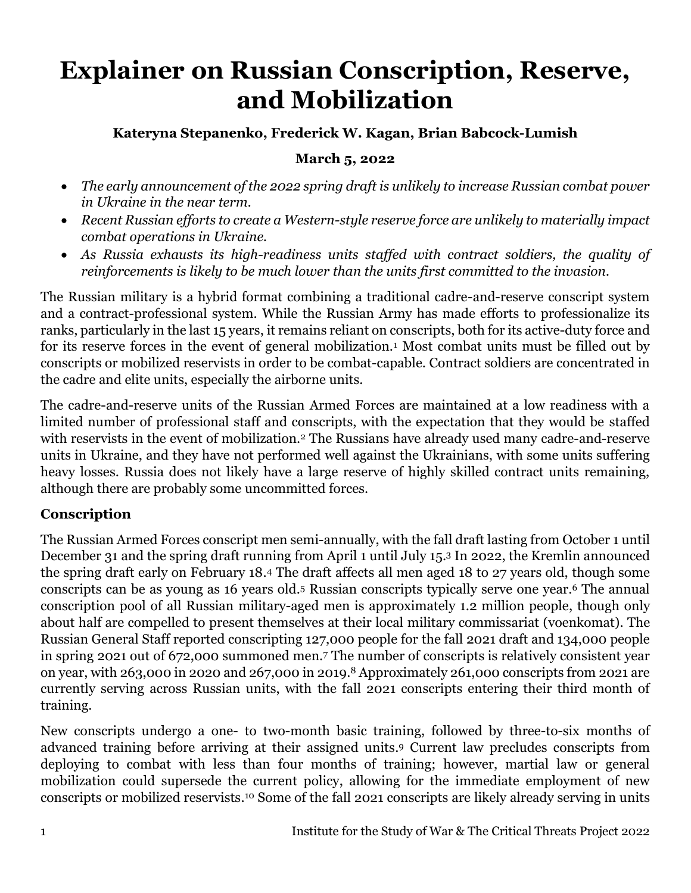# Explainer on Russian Conscription, Reserve, and Mobilization

**Kateryna Stepanenko, Frederick W. Kagan, Brian Babcock-Lumish**

**March 5, 2022**

- *The early announcement of the 2022 spring draft is unlikely to increase Russian combat power in Ukraine in the near term.*
- *Recent Russian efforts to create a Western-style reserve force are unlikely to materially impact combat operations in Ukraine.*
- *As Russia exhausts its high-readiness units staffed with contract soldiers, the quality of reinforcements is likely to be much lower than the units first committed to the invasion.*

The Russian military is a hybrid format combining a traditional cadre-and-reserve conscript system and a contract-professional system. While the Russian Army has made efforts to professionalize its ranks, particularly in the last 15 years, it remains reliant on conscripts, both for its active-duty force and for its reserve forces in the event of general mobilization.[1] Most combat units must be filled out by conscripts or mobilized reservists in order to be combat-capable. Contract soldiers are concentrated in the cadre and elite units, especially the airborne units.

The cadre-and-reserve units of the Russian Armed Forces are maintained at a low readiness with a limited number of professional staff and conscripts, with the expectation that they would be staffed with reservists in the event of mobilization.[2] The Russians have already used many cadre-and-reserve units in Ukraine, and they have not performed well against the Ukrainians, with some units suffering heavy losses. Russia does not likely have a large reserve of highly skilled contract units remaining, although there are probably some uncommitted forces.

## Conscription

The Russian Armed Forces conscript men semi-annually, with the fall draft lasting from October 1 until December 31 and the spring draft running from April 1 until July 15.[3] In 2022, the Kremlin announced the spring draft early on February 18.[4] The draft affects all men aged 18 to 27 years old, though some conscripts can be as young as 16 years old.[5] Russian conscripts typically serve one year.[6] The annual conscription pool of all Russian military-aged men is approximately 1.2 million people, though only about half are compelled to present themselves at their local military commissariat (voenkomat). The Russian General Staff reported conscripting 127,000 people for the fall 2021 draft and 134,000 people in spring 2021 out of 672,000 summoned men.[7] The number of conscripts is relatively consistent year on year, with 263,000 in 2020 and 267,000 in 2019.[8] Approximately 261,000 conscripts from 2021 are currently serving across Russian units, with the fall 2021 conscripts entering their third month of training.

New conscripts undergo a one- to two-month basic training, followed by three-to-six months of advanced training before arriving at their assigned units.[9] Current law precludes conscripts from deploying to combat with less than four months of training; however, martial law or general mobilization could supersede the current policy, allowing for the immediate employment of new conscripts or mobilized reservists.[10] Some of the fall 2021 conscripts are likely already serving in units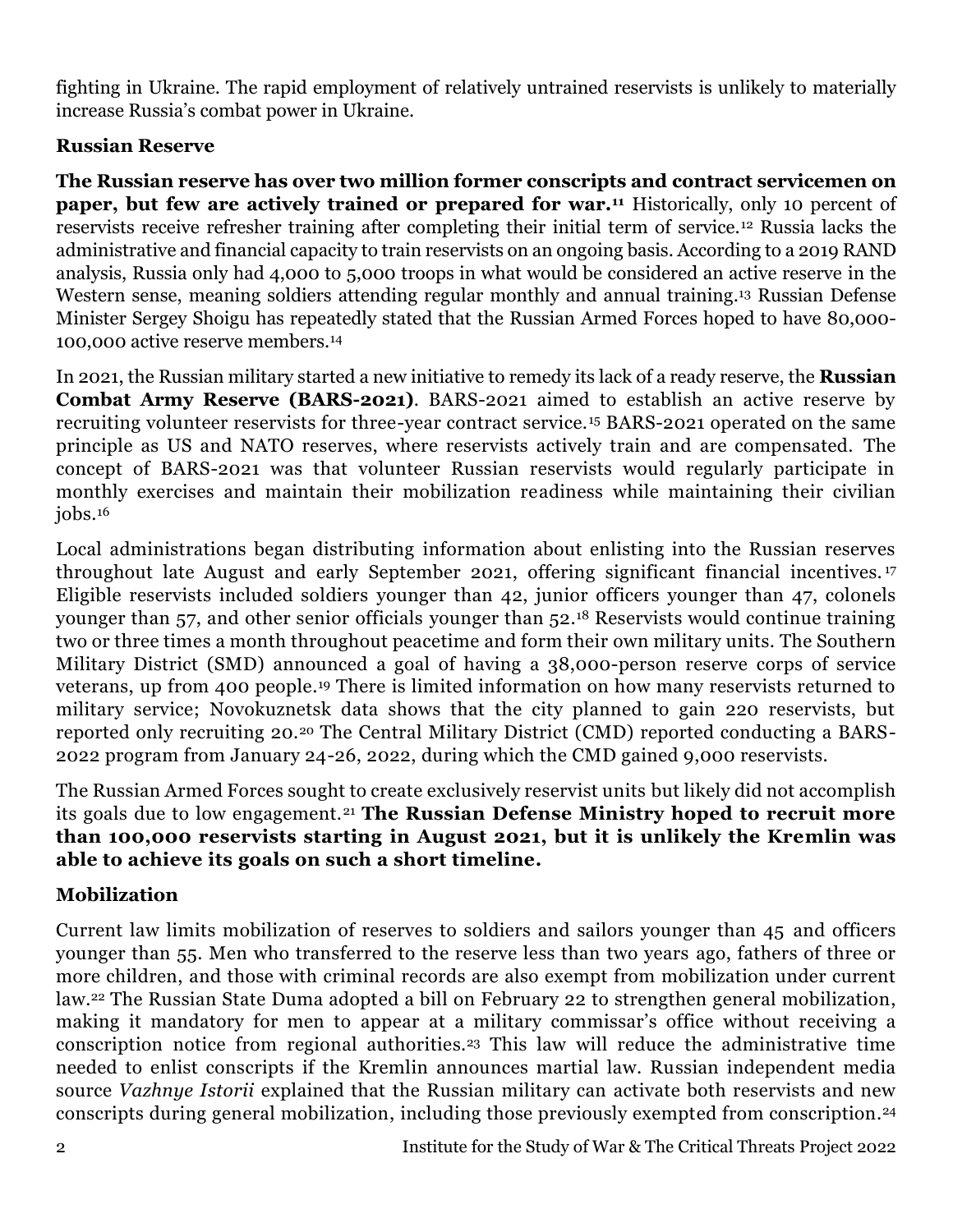fighting in Ukraine. The rapid employment of relatively untrained reservists is unlikely to materially increase Russia's combat power in Ukraine.

### Russian Reserve

**The Russian reserve has over two million former conscripts and contract servicemen on paper, but few are actively trained or prepared for war.[11]** Historically, only 10 percent of reservists receive refresher training after completing their initial term of service.[12] Russia lacks the administrative and financial capacity to train reservists on an ongoing basis. According to a 2019 RAND analysis, Russia only had 4,000 to 5,000 troops in what would be considered an active reserve in the Western sense, meaning soldiers attending regular monthly and annual training.[13] Russian Defense Minister Sergey Shoigu has repeatedly stated that the Russian Armed Forces hoped to have 80,000-100,000 active reserve members.[14]

In 2021, the Russian military started a new initiative to remedy its lack of a ready reserve, the **Russian Combat Army Reserve (BARS-2021)**. BARS-2021 aimed to establish an active reserve by recruiting volunteer reservists for three-year contract service.[15] BARS-2021 operated on the same principle as US and NATO reserves, where reservists actively train and are compensated. The concept of BARS-2021 was that volunteer Russian reservists would regularly participate in monthly exercises and maintain their mobilization readiness while maintaining their civilian jobs.[16]

Local administrations began distributing information about enlisting into the Russian reserves throughout late August and early September 2021, offering significant financial incentives.[17] Eligible reservists included soldiers younger than 42, junior officers younger than 47, colonels younger than 57, and other senior officials younger than 52.[18] Reservists would continue training two or three times a month throughout peacetime and form their own military units. The Southern Military District (SMD) announced a goal of having a 38,000-person reserve corps of service veterans, up from 400 people.[19] There is limited information on how many reservists returned to military service; Novokuznetsk data shows that the city planned to gain 220 reservists, but reported only recruiting 20.[20] The Central Military District (CMD) reported conducting a BARS-2022 program from January 24-26, 2022, during which the CMD gained 9,000 reservists.

The Russian Armed Forces sought to create exclusively reservist units but likely did not accomplish its goals due to low engagement.[21] **The Russian Defense Ministry hoped to recruit more than 100,000 reservists starting in August 2021, but it is unlikely the Kremlin was able to achieve its goals on such a short timeline.**

### Mobilization

Current law limits mobilization of reserves to soldiers and sailors younger than 45 and officers younger than 55. Men who transferred to the reserve less than two years ago, fathers of three or more children, and those with criminal records are also exempt from mobilization under current law.[22] The Russian State Duma adopted a bill on February 22 to strengthen general mobilization, making it mandatory for men to appear at a military commissar's office without receiving a conscription notice from regional authorities.[23] This law will reduce the administrative time needed to enlist conscripts if the Kremlin announces martial law. Russian independent media source *Vazhnye Istorii* explained that the Russian military can activate both reservists and new conscripts during general mobilization, including those previously exempted from conscription.[24]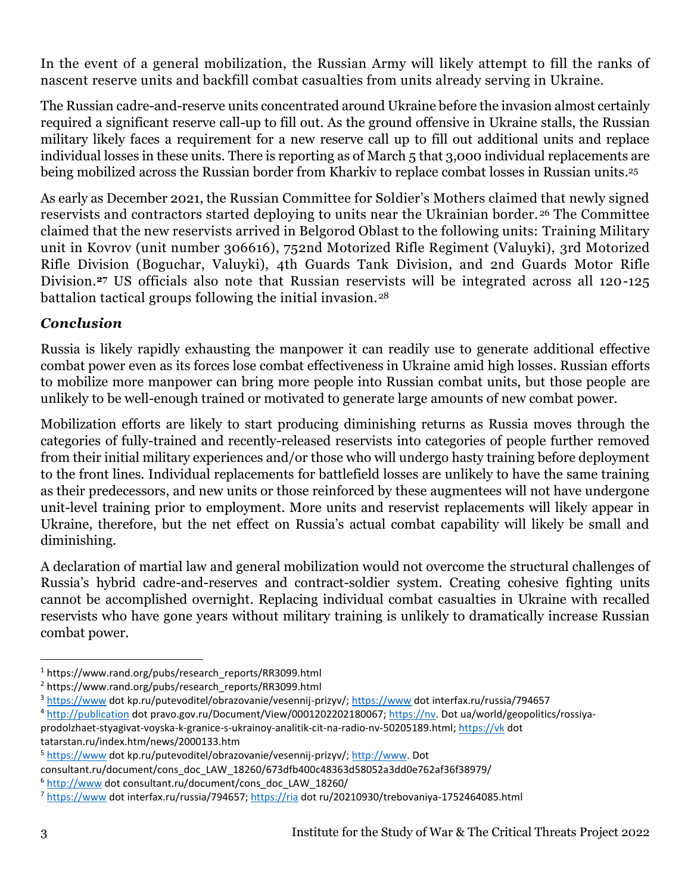In the event of a general mobilization, the Russian Army will likely attempt to fill the ranks of nascent reserve units and backfill combat casualties from units already serving in Ukraine.

The Russian cadre-and-reserve units concentrated around Ukraine before the invasion almost certainly required a significant reserve call-up to fill out. As the ground offensive in Ukraine stalls, the Russian military likely faces a requirement for a new reserve call up to fill out additional units and replace individual losses in these units. There is reporting as of March 5 that 3,000 individual replacements are being mobilized across the Russian border from Kharkiv to replace combat losses in Russian units.[25]

As early as December 2021, the Russian Committee for Soldier's Mothers claimed that newly signed reservists and contractors started deploying to units near the Ukrainian border.[26] The Committee claimed that the new reservists arrived in Belgorod Oblast to the following units: Training Military unit in Kovrov (unit number 306616), 752nd Motorized Rifle Regiment (Valuyki), 3rd Motorized Rifle Division (Boguchar, Valuyki), 4th Guards Tank Division, and 2nd Guards Motor Rifle Division.[27] US officials also note that Russian reservists will be integrated across all 120-125 battalion tactical groups following the initial invasion.[28]

### *Conclusion*

Russia is likely rapidly exhausting the manpower it can readily use to generate additional effective combat power even as its forces lose combat effectiveness in Ukraine amid high losses. Russian efforts to mobilize more manpower can bring more people into Russian combat units, but those people are unlikely to be well-enough trained or motivated to generate large amounts of new combat power.

Mobilization efforts are likely to start producing diminishing returns as Russia moves through the categories of fully-trained and recently-released reservists into categories of people further removed from their initial military experiences and/or those who will undergo hasty training before deployment to the front lines. Individual replacements for battlefield losses are unlikely to have the same training as their predecessors, and new units or those reinforced by these augmentees will not have undergone unit-level training prior to employment. More units and reservist replacements will likely appear in Ukraine, therefore, but the net effect on Russia's actual combat capability will likely be small and diminishing.

A declaration of martial law and general mobilization would not overcome the structural challenges of Russia's hybrid cadre-and-reserves and contract-soldier system. Creating cohesive fighting units cannot be accomplished overnight. Replacing individual combat casualties in Ukraine with recalled reservists who have gone years without military training is unlikely to dramatically increase Russian combat power.

---

[1] https://www.rand.org/pubs/research_reports/RR3099.html

[2] https://www.rand.org/pubs/research_reports/RR3099.html

[3] https://www dot kp.ru/putevoditel/obrazovanie/vesennij-prizyv/; https://www dot interfax.ru/russia/794657

[4] http://publication dot pravo.gov.ru/Document/View/0001202202180067; https://nv. Dot ua/world/geopolitics/rossiya-prodolzhaet-styagivat-voyska-k-granice-s-ukrainoy-analitik-cit-na-radio-nv-50205189.html; https://vk dot tatarstan.ru/index.htm/news/2000133.htm

[5] https://www dot kp.ru/putevoditel/obrazovanie/vesennij-prizyv/; http://www. Dot consultant.ru/document/cons_doc_LAW_18260/673dfb400c48363d58052a3dd0e762af36f38979/

[6] http://www dot consultant.ru/document/cons_doc_LAW_18260/

[7] https://www dot interfax.ru/russia/794657; https://ria dot ru/20210930/trebovaniya-1752464085.html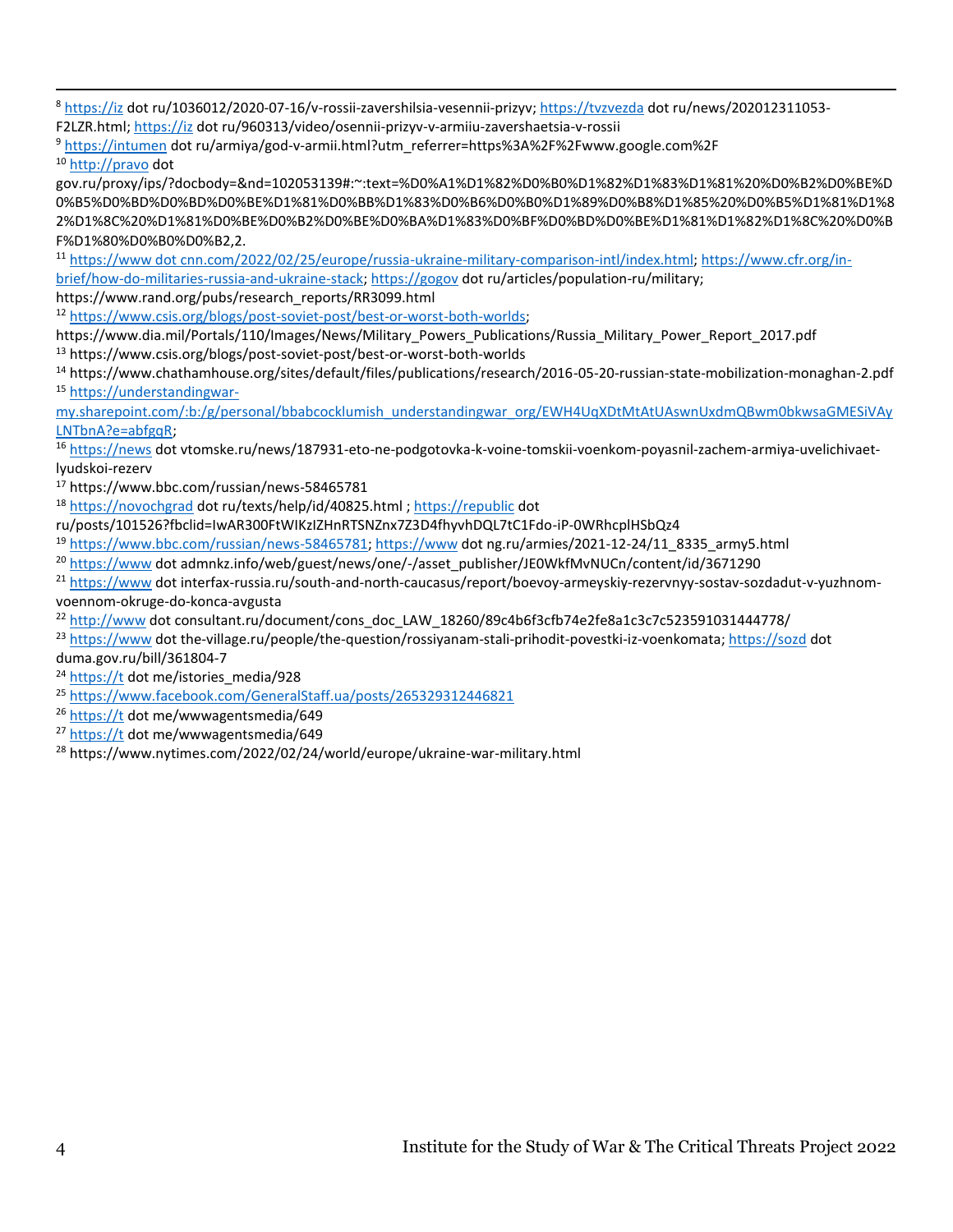[8] https://iz dot ru/1036012/2020-07-16/v-rossii-zavershilsia-vesennii-prizyv; https://tvzvezda dot ru/news/202012311053-F2LZR.html; https://iz dot ru/960313/video/osennii-prizyv-v-armiiu-zavershaetsia-v-rossii

[9] https://intumen dot ru/armiya/god-v-armii.html?utm_referrer=https%3A%2F%2Fwww.google.com%2F

[10] http://pravo dot gov.ru/proxy/ips/?docbody=&nd=102053139#:~:text=%D0%A1%D1%82%D0%B0%D1%82%D1%83%D1%81%20%D0%B2%D0%BE%D0%B5%D0%BD%D0%BD%D0%BE%D1%81%D0%BB%D1%83%D0%B6%D0%B0%D1%89%D0%B8%D1%85%20%D0%B5%D1%81%D1%82%D1%8C%20%D1%81%D0%BE%D0%B2%D0%BE%D0%BA%D1%83%D0%BF%D0%BD%D0%BE%D1%81%D1%82%D1%8C%20%D0%BF%D1%80%D0%B0%D0%B2,2.

[11] https://www dot cnn.com/2022/02/25/europe/russia-ukraine-military-comparison-intl/index.html; https://www.cfr.org/in-brief/how-do-militaries-russia-and-ukraine-stack; https://gogov dot ru/articles/population-ru/military; https://www.rand.org/pubs/research_reports/RR3099.html

[12] https://www.csis.org/blogs/post-soviet-post/best-or-worst-both-worlds; https://www.dia.mil/Portals/110/Images/News/Military_Powers_Publications/Russia_Military_Power_Report_2017.pdf

[13] https://www.csis.org/blogs/post-soviet-post/best-or-worst-both-worlds

[14] https://www.chathamhouse.org/sites/default/files/publications/research/2016-05-20-russian-state-mobilization-monaghan-2.pdf

[15] https://understandingwar-my.sharepoint.com/:b:/g/personal/bbabcocklumish_understandingwar_org/EWH4UqXDtMtAtUAswnUxdmQBwm0bkwsaGMESiVAyLNTbnA?e=abfgqR;

[16] https://news dot vtomske.ru/news/187931-eto-ne-podgotovka-k-voine-tomskii-voenkom-poyasnil-zachem-armiya-uvelichivaet-lyudskoi-rezerv

[17] https://www.bbc.com/russian/news-58465781

[18] https://novochgrad dot ru/texts/help/id/40825.html ; https://republic dot ru/posts/101526?fbclid=IwAR300FtWIKzIZHnRTSNZnx7Z3D4fhyvhDQL7tC1Fdo-iP-0WRhcplHSbQz4

[19] https://www.bbc.com/russian/news-58465781; https://www dot ng.ru/armies/2021-12-24/11_8335_army5.html

[20] https://www dot admnkz.info/web/guest/news/one/-/asset_publisher/JE0WkfMvNUCn/content/id/3671290

[21] https://www dot interfax-russia.ru/south-and-north-caucasus/report/boevoy-armeyskiy-rezervnyy-sostav-sozdadut-v-yuzhnom-voennom-okruge-do-konca-avgusta

[22] http://www dot consultant.ru/document/cons_doc_LAW_18260/89c4b6f3cfb74e2fe8a1c3c7c523591031444778/

[23] https://www dot the-village.ru/people/the-question/rossiyanam-stali-prihodit-povestki-iz-voenkomata; https://sozd dot duma.gov.ru/bill/361804-7

[24] https://t dot me/istories_media/928

[25] https://www.facebook.com/GeneralStaff.ua/posts/265329312446821

[26] https://t dot me/wwwagentsmedia/649

[27] https://t dot me/wwwagentsmedia/649

[28] https://www.nytimes.com/2022/02/24/world/europe/ukraine-war-military.html